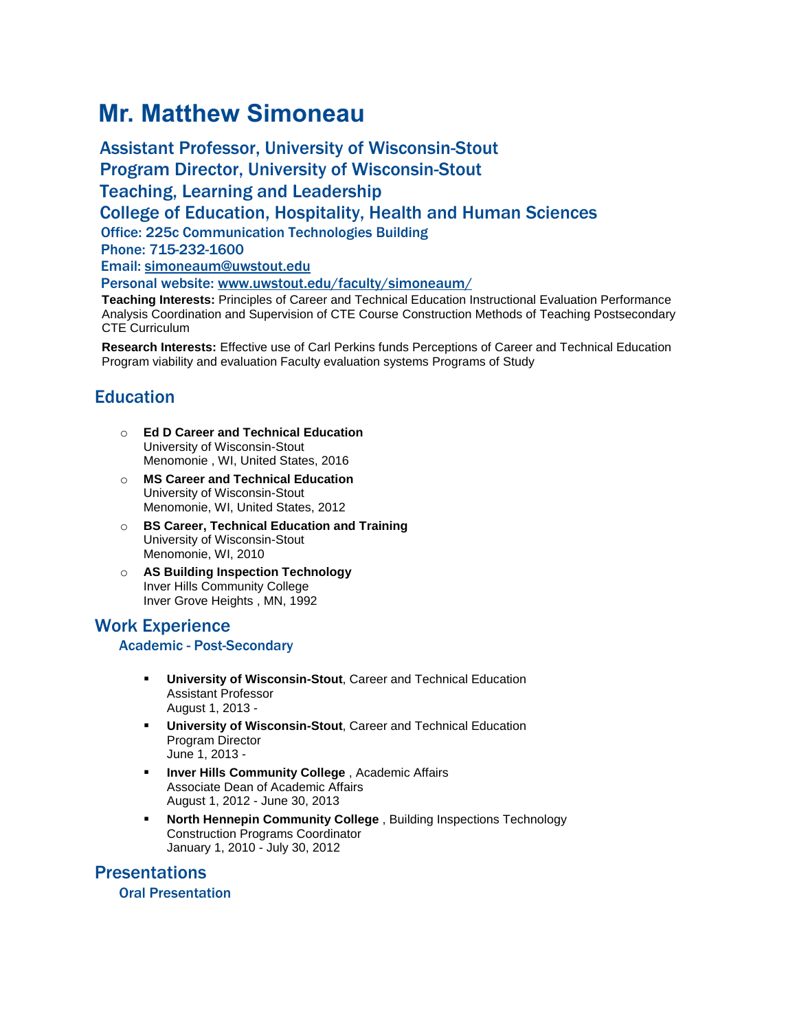# Mr. Matthew Simoneau

**Assistant Professor, University of Wisconsin-Stout**
**Program Director, University of Wisconsin-Stout**
**Teaching, Learning and Leadership**
**College of Education, Hospitality, Health and Human Sciences**

Office: 225c Communication Technologies Building
Phone: 715-232-1600
Email: [simoneaum@uwstout.edu](mailto:simoneaum@uwstout.edu)
Personal website: [www.uwstout.edu/faculty/simoneaum/](http://www.uwstout.edu/faculty/simoneaum/)

**Teaching Interests:** Principles of Career and Technical Education Instructional Evaluation Performance Analysis Coordination and Supervision of CTE Course Construction Methods of Teaching Postsecondary CTE Curriculum

**Research Interests:** Effective use of Carl Perkins funds Perceptions of Career and Technical Education Program viability and evaluation Faculty evaluation systems Programs of Study

## Education

- **Ed D Career and Technical Education**
  University of Wisconsin-Stout
  Menomonie , WI, United States, 2016
- **MS Career and Technical Education**
  University of Wisconsin-Stout
  Menomonie, WI, United States, 2012
- **BS Career, Technical Education and Training**
  University of Wisconsin-Stout
  Menomonie, WI, 2010
- **AS Building Inspection Technology**
  Inver Hills Community College
  Inver Grove Heights , MN, 1992

## Work Experience

### Academic - Post-Secondary

- **University of Wisconsin-Stout**, Career and Technical Education
  Assistant Professor
  August 1, 2013 -
- **University of Wisconsin-Stout**, Career and Technical Education
  Program Director
  June 1, 2013 -
- **Inver Hills Community College** , Academic Affairs
  Associate Dean of Academic Affairs
  August 1, 2012 - June 30, 2013
- **North Hennepin Community College** , Building Inspections Technology
  Construction Programs Coordinator
  January 1, 2010 - July 30, 2012

## Presentations

### Oral Presentation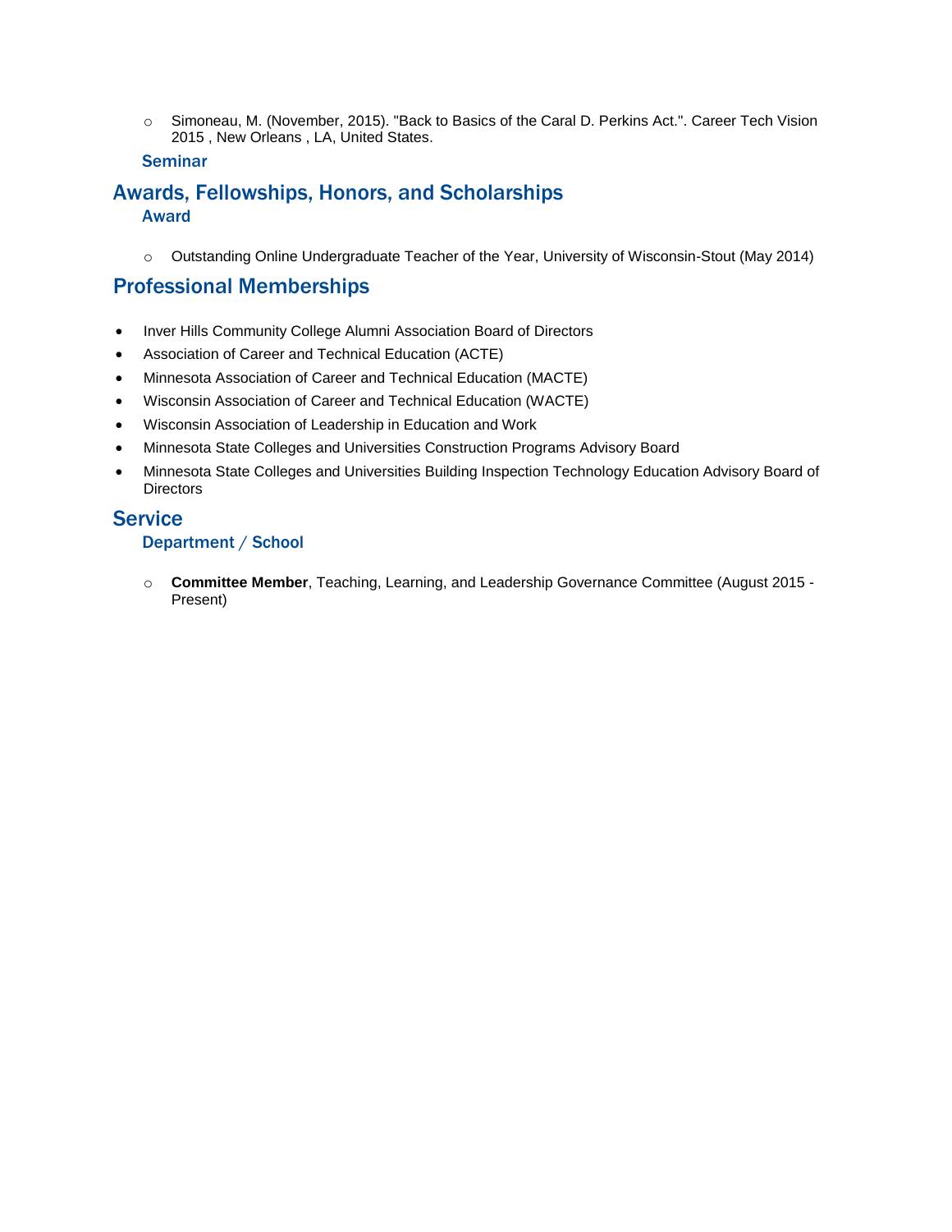- Simoneau, M. (November, 2015). "Back to Basics of the Caral D. Perkins Act.". Career Tech Vision 2015 , New Orleans , LA, United States.

### Seminar

## Awards, Fellowships, Honors, and Scholarships

### Award

- Outstanding Online Undergraduate Teacher of the Year, University of Wisconsin-Stout (May 2014)

## Professional Memberships

- Inver Hills Community College Alumni Association Board of Directors
- Association of Career and Technical Education (ACTE)
- Minnesota Association of Career and Technical Education (MACTE)
- Wisconsin Association of Career and Technical Education (WACTE)
- Wisconsin Association of Leadership in Education and Work
- Minnesota State Colleges and Universities Construction Programs Advisory Board
- Minnesota State Colleges and Universities Building Inspection Technology Education Advisory Board of Directors

## Service

### Department / School

- **Committee Member**, Teaching, Learning, and Leadership Governance Committee (August 2015 - Present)